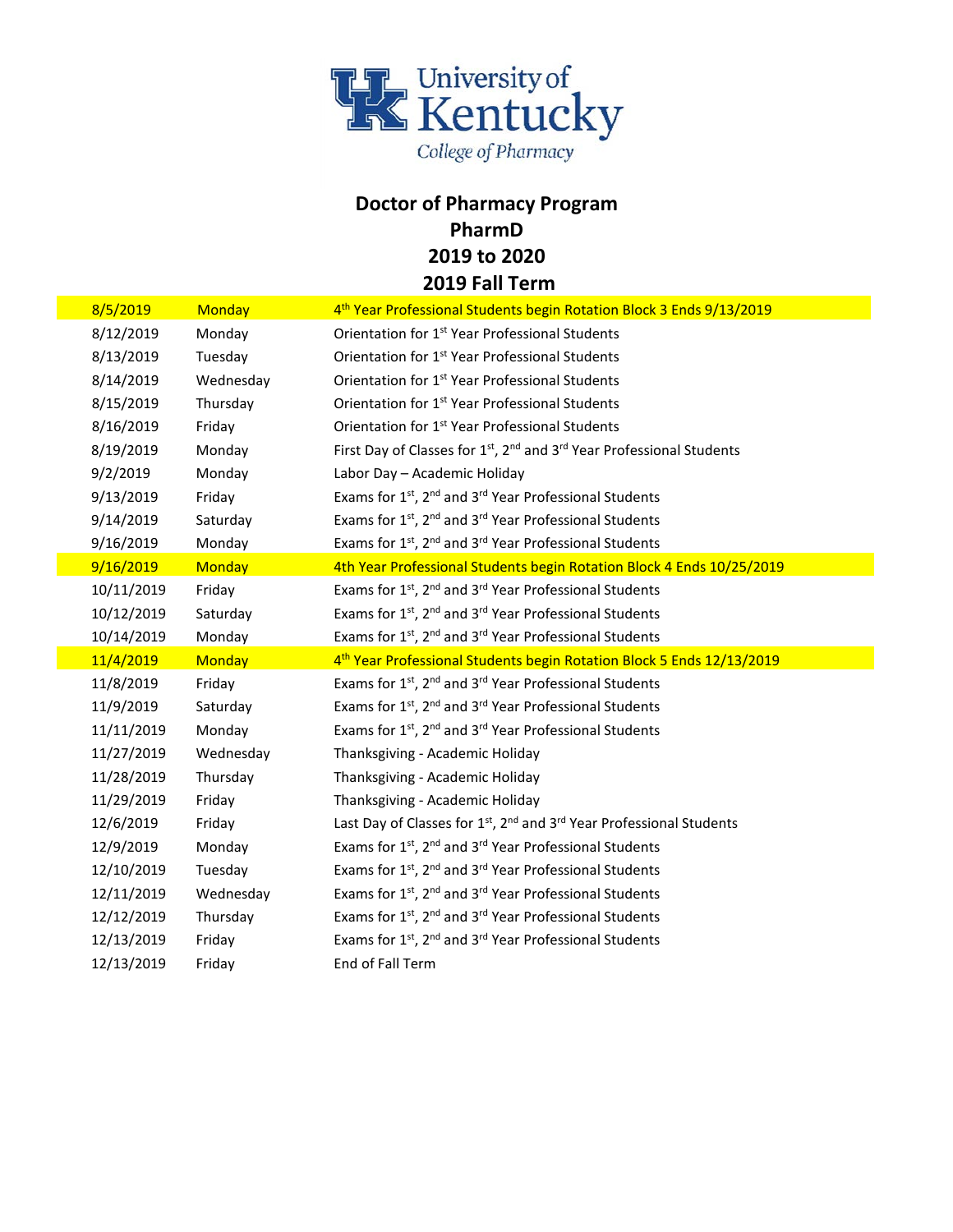University of Kentucky
College of Pharmacy

# Doctor of Pharmacy Program
# PharmD
# 2019 to 2020
# 2019 Fall Term

| Date | Day | Event |
|---|---|---|
| 8/5/2019 | Monday | 4th Year Professional Students begin Rotation Block 3 Ends 9/13/2019 |
| 8/12/2019 | Monday | Orientation for 1st Year Professional Students |
| 8/13/2019 | Tuesday | Orientation for 1st Year Professional Students |
| 8/14/2019 | Wednesday | Orientation for 1st Year Professional Students |
| 8/15/2019 | Thursday | Orientation for 1st Year Professional Students |
| 8/16/2019 | Friday | Orientation for 1st Year Professional Students |
| 8/19/2019 | Monday | First Day of Classes for 1st, 2nd and 3rd Year Professional Students |
| 9/2/2019 | Monday | Labor Day – Academic Holiday |
| 9/13/2019 | Friday | Exams for 1st, 2nd and 3rd Year Professional Students |
| 9/14/2019 | Saturday | Exams for 1st, 2nd and 3rd Year Professional Students |
| 9/16/2019 | Monday | Exams for 1st, 2nd and 3rd Year Professional Students |
| 9/16/2019 | Monday | 4th Year Professional Students begin Rotation Block 4 Ends 10/25/2019 |
| 10/11/2019 | Friday | Exams for 1st, 2nd and 3rd Year Professional Students |
| 10/12/2019 | Saturday | Exams for 1st, 2nd and 3rd Year Professional Students |
| 10/14/2019 | Monday | Exams for 1st, 2nd and 3rd Year Professional Students |
| 11/4/2019 | Monday | 4th Year Professional Students begin Rotation Block 5 Ends 12/13/2019 |
| 11/8/2019 | Friday | Exams for 1st, 2nd and 3rd Year Professional Students |
| 11/9/2019 | Saturday | Exams for 1st, 2nd and 3rd Year Professional Students |
| 11/11/2019 | Monday | Exams for 1st, 2nd and 3rd Year Professional Students |
| 11/27/2019 | Wednesday | Thanksgiving - Academic Holiday |
| 11/28/2019 | Thursday | Thanksgiving - Academic Holiday |
| 11/29/2019 | Friday | Thanksgiving - Academic Holiday |
| 12/6/2019 | Friday | Last Day of Classes for 1st, 2nd and 3rd Year Professional Students |
| 12/9/2019 | Monday | Exams for 1st, 2nd and 3rd Year Professional Students |
| 12/10/2019 | Tuesday | Exams for 1st, 2nd and 3rd Year Professional Students |
| 12/11/2019 | Wednesday | Exams for 1st, 2nd and 3rd Year Professional Students |
| 12/12/2019 | Thursday | Exams for 1st, 2nd and 3rd Year Professional Students |
| 12/13/2019 | Friday | Exams for 1st, 2nd and 3rd Year Professional Students |
| 12/13/2019 | Friday | End of Fall Term |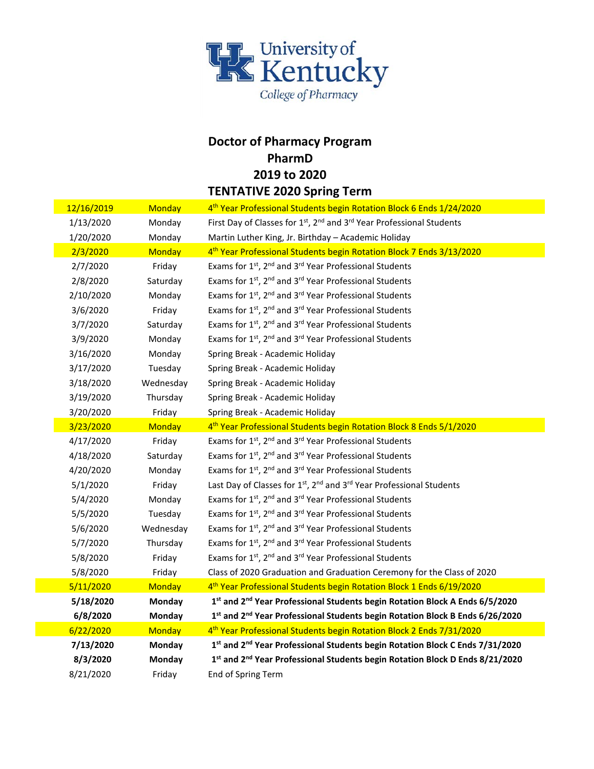University of Kentucky College of Pharmacy

# Doctor of Pharmacy Program
# PharmD
# 2019 to 2020
# TENTATIVE 2020 Spring Term

| | | |
|---|---|---|
| 12/16/2019 | Monday | 4th Year Professional Students begin Rotation Block 6 Ends 1/24/2020 |
| 1/13/2020 | Monday | First Day of Classes for 1st, 2nd and 3rd Year Professional Students |
| 1/20/2020 | Monday | Martin Luther King, Jr. Birthday – Academic Holiday |
| 2/3/2020 | Monday | 4th Year Professional Students begin Rotation Block 7 Ends 3/13/2020 |
| 2/7/2020 | Friday | Exams for 1st, 2nd and 3rd Year Professional Students |
| 2/8/2020 | Saturday | Exams for 1st, 2nd and 3rd Year Professional Students |
| 2/10/2020 | Monday | Exams for 1st, 2nd and 3rd Year Professional Students |
| 3/6/2020 | Friday | Exams for 1st, 2nd and 3rd Year Professional Students |
| 3/7/2020 | Saturday | Exams for 1st, 2nd and 3rd Year Professional Students |
| 3/9/2020 | Monday | Exams for 1st, 2nd and 3rd Year Professional Students |
| 3/16/2020 | Monday | Spring Break - Academic Holiday |
| 3/17/2020 | Tuesday | Spring Break - Academic Holiday |
| 3/18/2020 | Wednesday | Spring Break - Academic Holiday |
| 3/19/2020 | Thursday | Spring Break - Academic Holiday |
| 3/20/2020 | Friday | Spring Break - Academic Holiday |
| 3/23/2020 | Monday | 4th Year Professional Students begin Rotation Block 8 Ends 5/1/2020 |
| 4/17/2020 | Friday | Exams for 1st, 2nd and 3rd Year Professional Students |
| 4/18/2020 | Saturday | Exams for 1st, 2nd and 3rd Year Professional Students |
| 4/20/2020 | Monday | Exams for 1st, 2nd and 3rd Year Professional Students |
| 5/1/2020 | Friday | Last Day of Classes for 1st, 2nd and 3rd Year Professional Students |
| 5/4/2020 | Monday | Exams for 1st, 2nd and 3rd Year Professional Students |
| 5/5/2020 | Tuesday | Exams for 1st, 2nd and 3rd Year Professional Students |
| 5/6/2020 | Wednesday | Exams for 1st, 2nd and 3rd Year Professional Students |
| 5/7/2020 | Thursday | Exams for 1st, 2nd and 3rd Year Professional Students |
| 5/8/2020 | Friday | Exams for 1st, 2nd and 3rd Year Professional Students |
| 5/8/2020 | Friday | Class of 2020 Graduation and Graduation Ceremony for the Class of 2020 |
| 5/11/2020 | Monday | 4th Year Professional Students begin Rotation Block 1 Ends 6/19/2020 |
| **5/18/2020** | **Monday** | **1st and 2nd Year Professional Students begin Rotation Block A Ends 6/5/2020** |
| **6/8/2020** | **Monday** | **1st and 2nd Year Professional Students begin Rotation Block B Ends 6/26/2020** |
| 6/22/2020 | Monday | 4th Year Professional Students begin Rotation Block 2 Ends 7/31/2020 |
| **7/13/2020** | **Monday** | **1st and 2nd Year Professional Students begin Rotation Block C Ends 7/31/2020** |
| **8/3/2020** | **Monday** | **1st and 2nd Year Professional Students begin Rotation Block D Ends 8/21/2020** |
| 8/21/2020 | Friday | End of Spring Term |